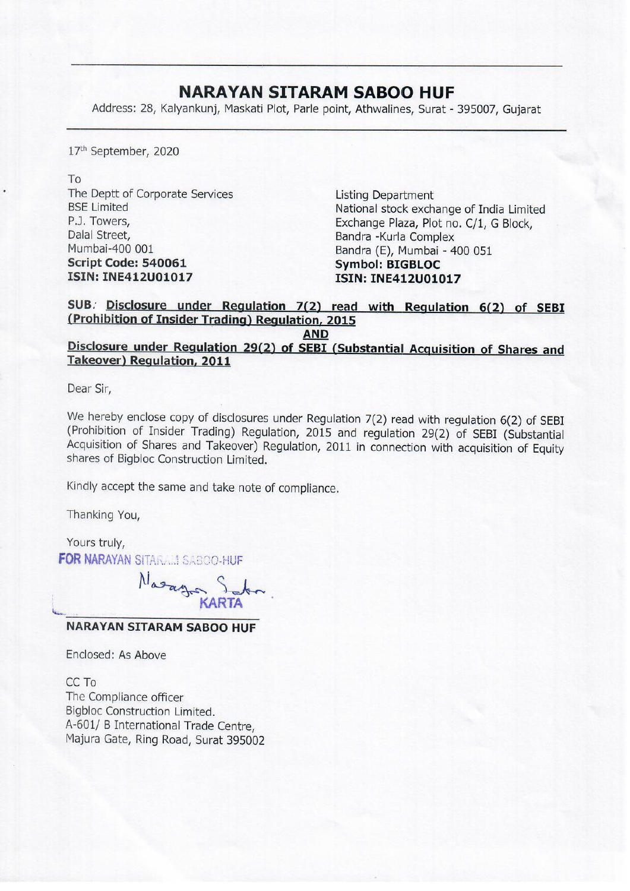# NARAYAN SITARAM SABOO HUF

Address: 28, Kalyankunj, Maskati Plot, Parle point, Athwalines, Surat - 395007, Gujarat

17th September, 2020

To

The Deptt of Corporate Services
BSE Limited
P.J. Towers,
Dalal Street,
Mumbai-400 001
**Script Code: 540061**
**ISIN: INE412U01017**

Listing Department
National stock exchange of India Limited
Exchange Plaza, Plot no. C/1, G Block,
Bandra -Kurla Complex
Bandra (E), Mumbai - 400 051
**Symbol: BIGBLOC**
**ISIN: INE412U01017**

**SUB: Disclosure under Regulation 7(2) read with Regulation 6(2) of SEBI (Prohibition of Insider Trading) Regulation, 2015**

**AND**

**Disclosure under Regulation 29(2) of SEBI (Substantial Acquisition of Shares and Takeover) Regulation, 2011**

Dear Sir,

We hereby enclose copy of disclosures under Regulation 7(2) read with regulation 6(2) of SEBI (Prohibition of Insider Trading) Regulation, 2015 and regulation 29(2) of SEBI (Substantial Acquisition of Shares and Takeover) Regulation, 2011 in connection with acquisition of Equity shares of Bigbloc Construction Limited.

Kindly accept the same and take note of compliance.

Thanking You,

Yours truly,

FOR NARAYAN SITARAM SABOO-HUF

KARTA

**NARAYAN SITARAM SABOO HUF**

Enclosed: As Above

CC To
The Compliance officer
Bigbloc Construction Limited.
A-601/ B International Trade Centre,
Majura Gate, Ring Road, Surat 395002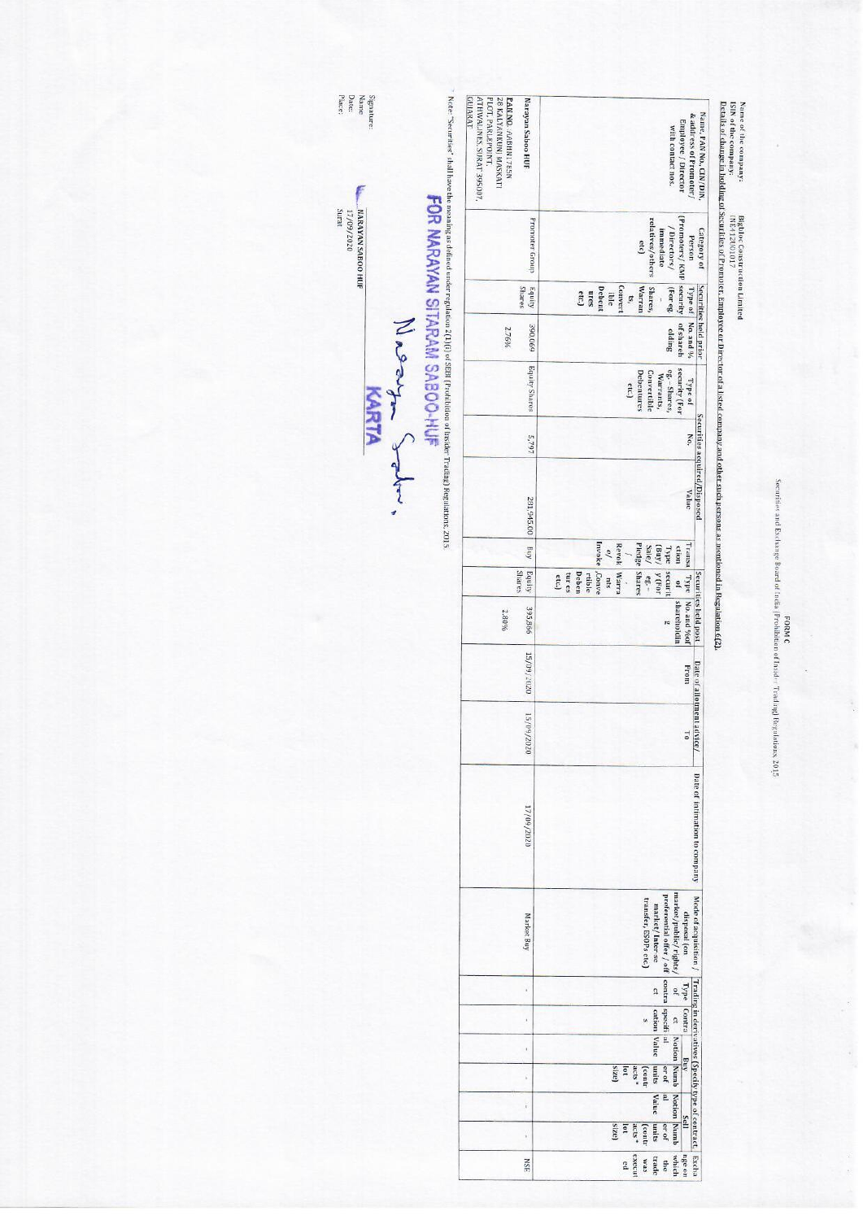# FORM C

Securities and Exchange Board of India (Prohibition of Insider Trading) Regulations, 2015

Name of the company: Bigbloc Construction Limited

ISIN of the company: INE412U01017

**Details of change in holding of Securities of Promoter, Employee or Director of a listed company and other such persons as mentioned in Regulation 6(2).**

| Name, PAN No., CIN/DIN, & address of Promoter/ Employee / Director with contact nos. | Category of Person (Promoters/ KMP / Directors/ immediate relatives/others etc) | Securities held prior | | Securities acquired/Disposed | | | | Securities held post | | Date of allotment advice/ | | Date of intimation to company | Mode of acquisition / disposal (on market/public/ rights/ preferential offer / off market/ Inter-se transfer, ESOPs etc) | Trading in derivatives (Specify type of contract, | | | | | | Exchange on which the trade was executed |
|---|---|---|---|---|---|---|---|---|---|---|---|---|---|---|---|---|---|---|---|---|
| | | Type of security (For eg. – Shares, Warrants, Convertible Debentures etc) | No. and % of shareholding | Type of security (For eg. – Shares, Warrants, Convertible Debentures etc) | No. | Value | Transaction Type (Buy/ Sale/ Pledge / Revoke/ Invoke) | Type of security (For eg. – Shares, Warrants, Convertible Debentures etc) | No. and % of shareholding | From | To | | | Type of contract | Contract specifications | Buy | | Sell | | |
| | | | | | | | | | | | | | | | | Notional Value | Number of units (contracts * lot size) | Notional Value | Number of units (contracts * lot size) | |
| Narayan Saboo HUF<br>PAN NO. AABHN 7858N<br>28 KALYANKUNJ MANKOTI FLOT, PARLE POINT, ATHWALINES, SURAT 395007, GUJARAT | Promoter Group | Equity Shares | 390,069<br>2.76% | Equity Shares | 5,797 | 281,945.00 | Buy | Equity Shares | 395,866<br>2.80% | 15/09/2020 | 15/09/2020 | 17/09/2020 | Market Buy | - | - | - | - | - | - | NSE |

Note "Securities" shall have the meaning as defined under regulation 2(1)(i) of SEBI (Prohibition of Insider Trading) Regulations, 2015.

FOR NARAYAN SITARAM SABOO-HUF

KARTA

Signature:

Name: NARAYAN SABOO HUF

Date: 17/09/2020

Place: Surat